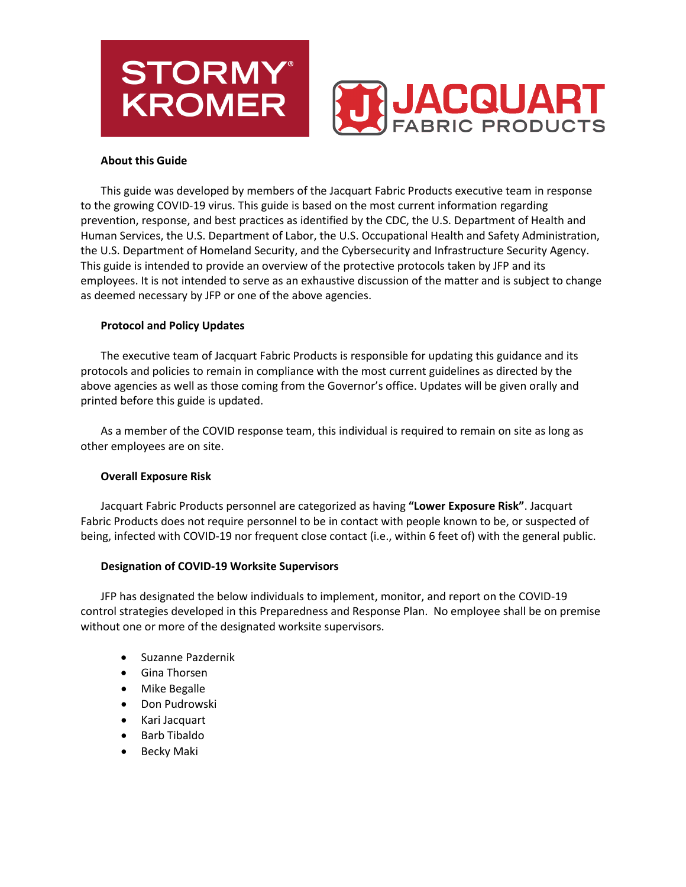STORMY KROMER

JACQUART FABRIC PRODUCTS

**About this Guide**

This guide was developed by members of the Jacquart Fabric Products executive team in response to the growing COVID-19 virus. This guide is based on the most current information regarding prevention, response, and best practices as identified by the CDC, the U.S. Department of Health and Human Services, the U.S. Department of Labor, the U.S. Occupational Health and Safety Administration, the U.S. Department of Homeland Security, and the Cybersecurity and Infrastructure Security Agency. This guide is intended to provide an overview of the protective protocols taken by JFP and its employees. It is not intended to serve as an exhaustive discussion of the matter and is subject to change as deemed necessary by JFP or one of the above agencies.

**Protocol and Policy Updates**

The executive team of Jacquart Fabric Products is responsible for updating this guidance and its protocols and policies to remain in compliance with the most current guidelines as directed by the above agencies as well as those coming from the Governor's office. Updates will be given orally and printed before this guide is updated.

As a member of the COVID response team, this individual is required to remain on site as long as other employees are on site.

**Overall Exposure Risk**

Jacquart Fabric Products personnel are categorized as having **"Lower Exposure Risk"**. Jacquart Fabric Products does not require personnel to be in contact with people known to be, or suspected of being, infected with COVID-19 nor frequent close contact (i.e., within 6 feet of) with the general public.

**Designation of COVID-19 Worksite Supervisors**

JFP has designated the below individuals to implement, monitor, and report on the COVID-19 control strategies developed in this Preparedness and Response Plan. No employee shall be on premise without one or more of the designated worksite supervisors.

- Suzanne Pazdernik
- Gina Thorsen
- Mike Begalle
- Don Pudrowski
- Kari Jacquart
- Barb Tibaldo
- Becky Maki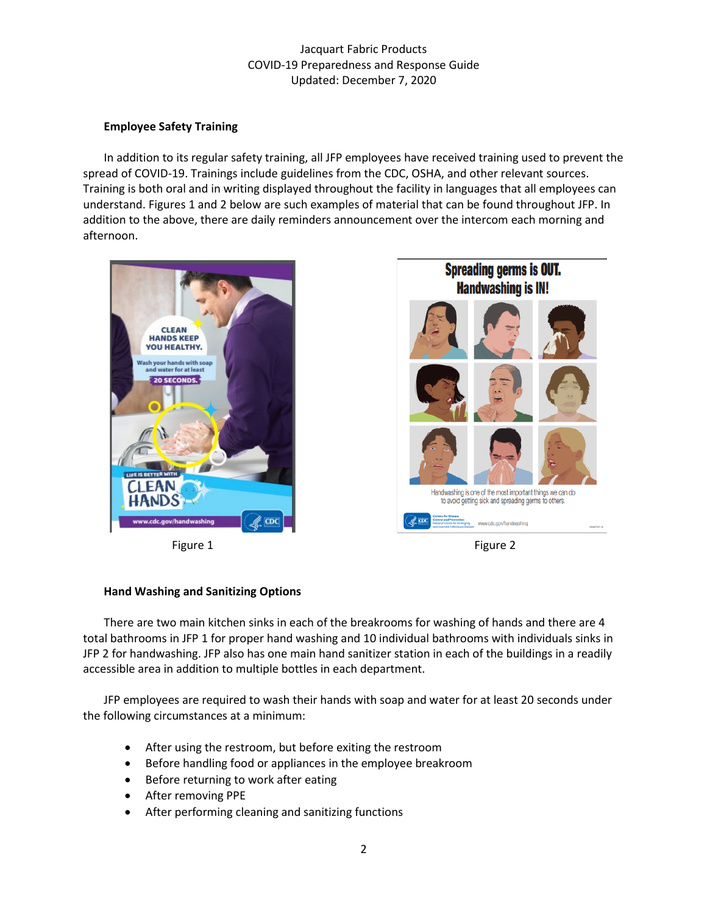**Employee Safety Training**

In addition to its regular safety training, all JFP employees have received training used to prevent the spread of COVID-19. Trainings include guidelines from the CDC, OSHA, and other relevant sources. Training is both oral and in writing displayed throughout the facility in languages that all employees can understand. Figures 1 and 2 below are such examples of material that can be found throughout JFP. In addition to the above, there are daily reminders announcement over the intercom each morning and afternoon.

Figure 1

Figure 2

**Hand Washing and Sanitizing Options**

There are two main kitchen sinks in each of the breakrooms for washing of hands and there are 4 total bathrooms in JFP 1 for proper hand washing and 10 individual bathrooms with individuals sinks in JFP 2 for handwashing. JFP also has one main hand sanitizer station in each of the buildings in a readily accessible area in addition to multiple bottles in each department.

JFP employees are required to wash their hands with soap and water for at least 20 seconds under the following circumstances at a minimum:

- After using the restroom, but before exiting the restroom
- Before handling food or appliances in the employee breakroom
- Before returning to work after eating
- After removing PPE
- After performing cleaning and sanitizing functions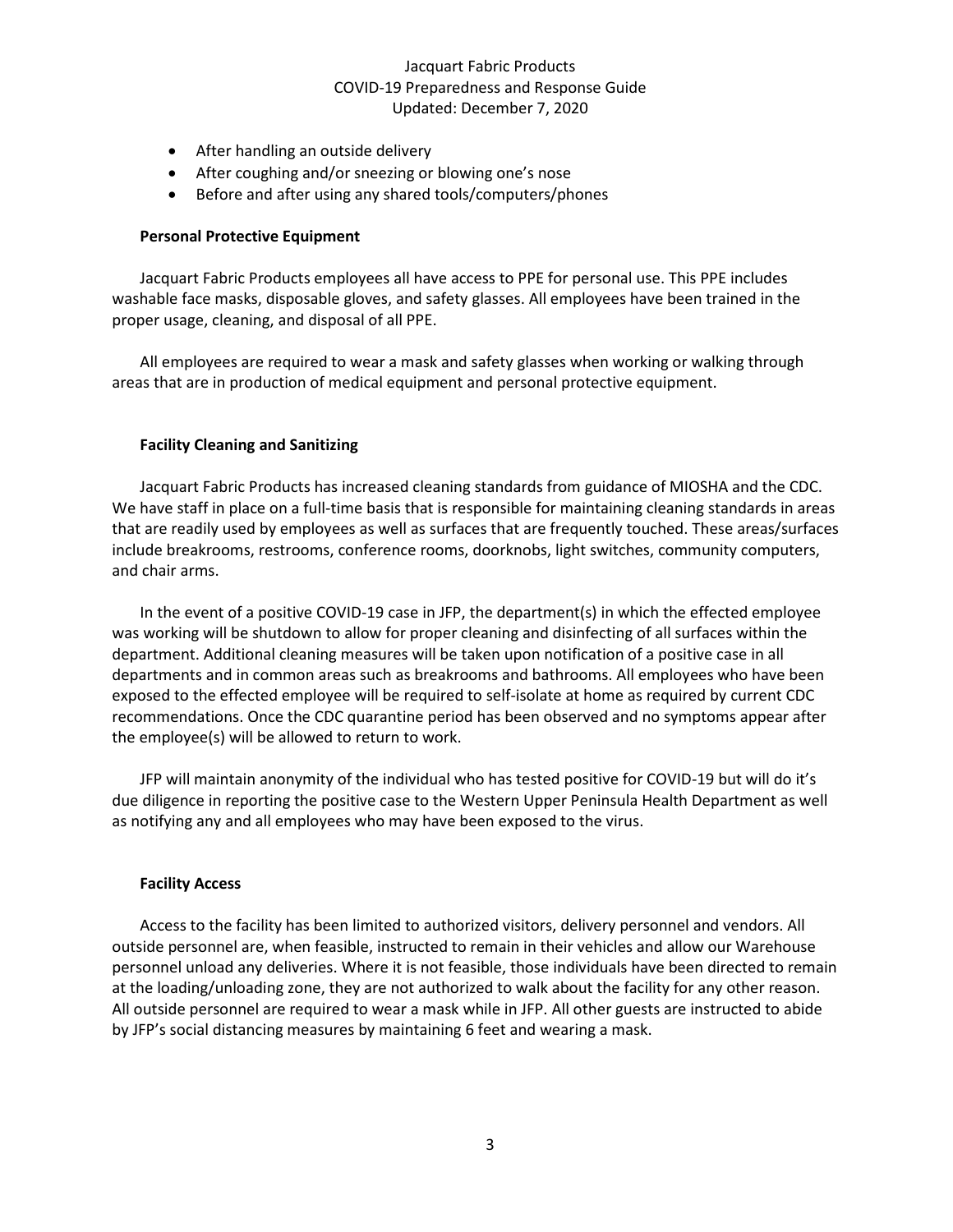- After handling an outside delivery
- After coughing and/or sneezing or blowing one's nose
- Before and after using any shared tools/computers/phones

**Personal Protective Equipment**

Jacquart Fabric Products employees all have access to PPE for personal use. This PPE includes washable face masks, disposable gloves, and safety glasses. All employees have been trained in the proper usage, cleaning, and disposal of all PPE.

All employees are required to wear a mask and safety glasses when working or walking through areas that are in production of medical equipment and personal protective equipment.

**Facility Cleaning and Sanitizing**

Jacquart Fabric Products has increased cleaning standards from guidance of MIOSHA and the CDC. We have staff in place on a full-time basis that is responsible for maintaining cleaning standards in areas that are readily used by employees as well as surfaces that are frequently touched. These areas/surfaces include breakrooms, restrooms, conference rooms, doorknobs, light switches, community computers, and chair arms.

In the event of a positive COVID-19 case in JFP, the department(s) in which the effected employee was working will be shutdown to allow for proper cleaning and disinfecting of all surfaces within the department. Additional cleaning measures will be taken upon notification of a positive case in all departments and in common areas such as breakrooms and bathrooms. All employees who have been exposed to the effected employee will be required to self-isolate at home as required by current CDC recommendations. Once the CDC quarantine period has been observed and no symptoms appear after the employee(s) will be allowed to return to work.

JFP will maintain anonymity of the individual who has tested positive for COVID-19 but will do it's due diligence in reporting the positive case to the Western Upper Peninsula Health Department as well as notifying any and all employees who may have been exposed to the virus.

**Facility Access**

Access to the facility has been limited to authorized visitors, delivery personnel and vendors. All outside personnel are, when feasible, instructed to remain in their vehicles and allow our Warehouse personnel unload any deliveries. Where it is not feasible, those individuals have been directed to remain at the loading/unloading zone, they are not authorized to walk about the facility for any other reason. All outside personnel are required to wear a mask while in JFP. All other guests are instructed to abide by JFP's social distancing measures by maintaining 6 feet and wearing a mask.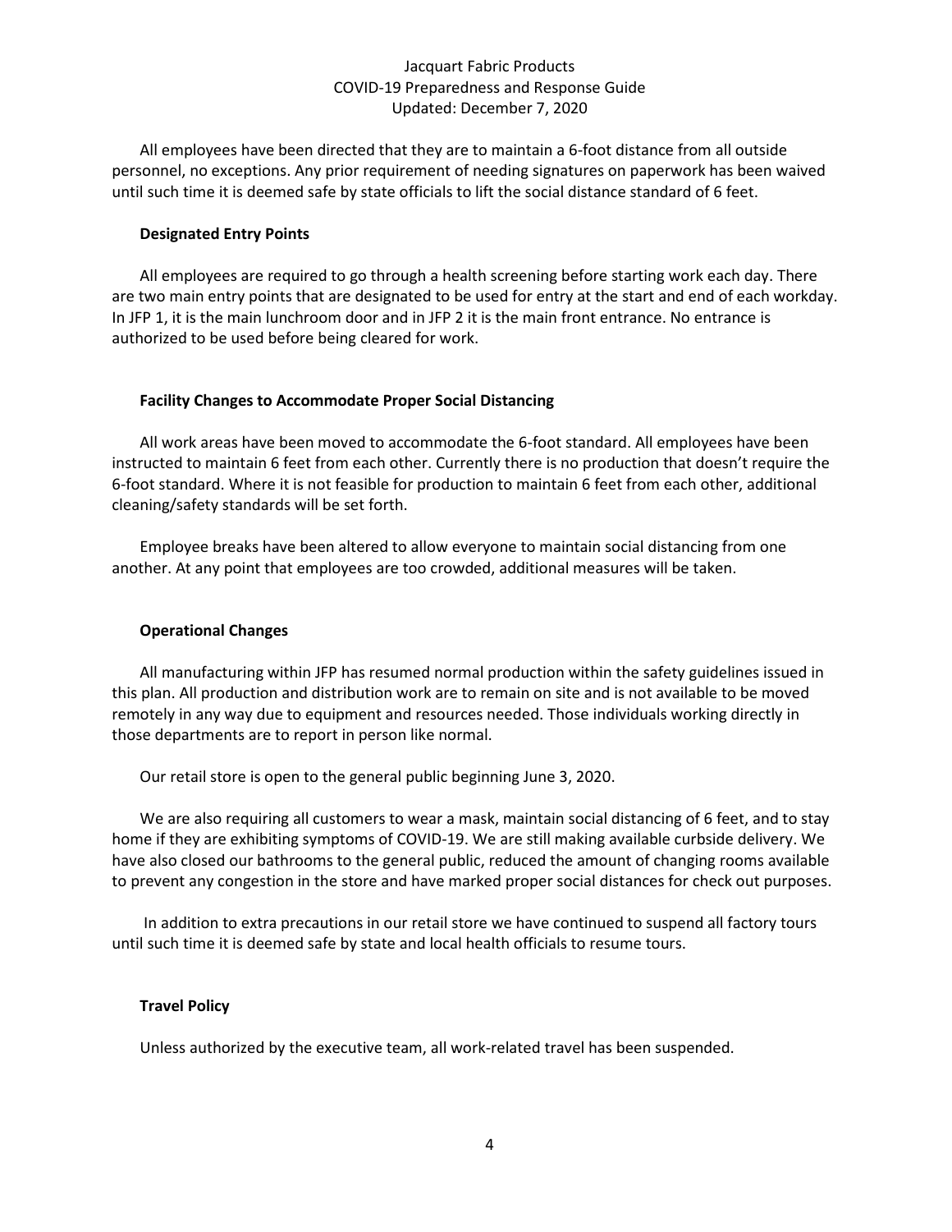All employees have been directed that they are to maintain a 6-foot distance from all outside personnel, no exceptions. Any prior requirement of needing signatures on paperwork has been waived until such time it is deemed safe by state officials to lift the social distance standard of 6 feet.

**Designated Entry Points**

All employees are required to go through a health screening before starting work each day. There are two main entry points that are designated to be used for entry at the start and end of each workday. In JFP 1, it is the main lunchroom door and in JFP 2 it is the main front entrance. No entrance is authorized to be used before being cleared for work.

**Facility Changes to Accommodate Proper Social Distancing**

All work areas have been moved to accommodate the 6-foot standard. All employees have been instructed to maintain 6 feet from each other. Currently there is no production that doesn't require the 6-foot standard. Where it is not feasible for production to maintain 6 feet from each other, additional cleaning/safety standards will be set forth.

Employee breaks have been altered to allow everyone to maintain social distancing from one another. At any point that employees are too crowded, additional measures will be taken.

**Operational Changes**

All manufacturing within JFP has resumed normal production within the safety guidelines issued in this plan. All production and distribution work are to remain on site and is not available to be moved remotely in any way due to equipment and resources needed. Those individuals working directly in those departments are to report in person like normal.

Our retail store is open to the general public beginning June 3, 2020.

We are also requiring all customers to wear a mask, maintain social distancing of 6 feet, and to stay home if they are exhibiting symptoms of COVID-19. We are still making available curbside delivery. We have also closed our bathrooms to the general public, reduced the amount of changing rooms available to prevent any congestion in the store and have marked proper social distances for check out purposes.

In addition to extra precautions in our retail store we have continued to suspend all factory tours until such time it is deemed safe by state and local health officials to resume tours.

**Travel Policy**

Unless authorized by the executive team, all work-related travel has been suspended.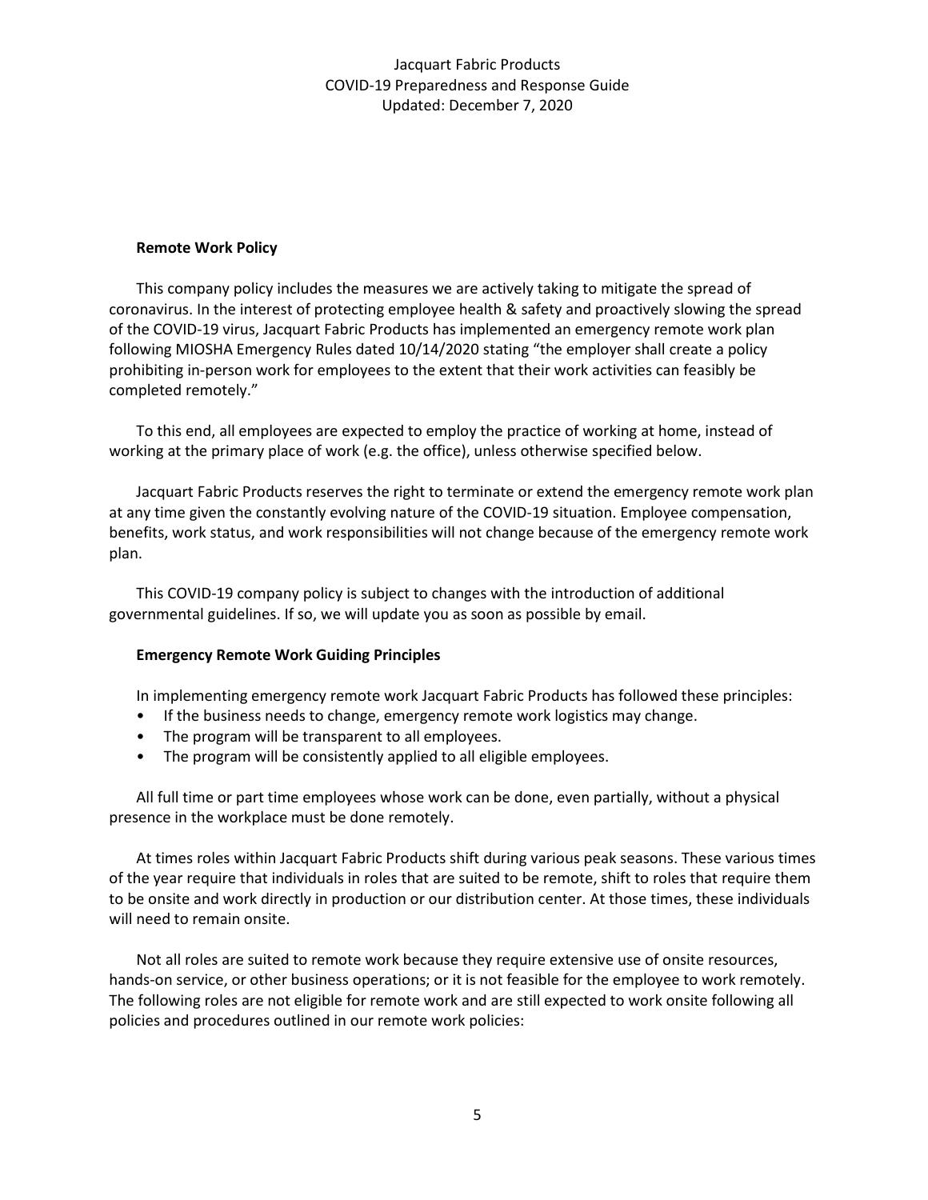**Remote Work Policy**

This company policy includes the measures we are actively taking to mitigate the spread of coronavirus. In the interest of protecting employee health & safety and proactively slowing the spread of the COVID-19 virus, Jacquart Fabric Products has implemented an emergency remote work plan following MIOSHA Emergency Rules dated 10/14/2020 stating "the employer shall create a policy prohibiting in-person work for employees to the extent that their work activities can feasibly be completed remotely."

To this end, all employees are expected to employ the practice of working at home, instead of working at the primary place of work (e.g. the office), unless otherwise specified below.

Jacquart Fabric Products reserves the right to terminate or extend the emergency remote work plan at any time given the constantly evolving nature of the COVID-19 situation. Employee compensation, benefits, work status, and work responsibilities will not change because of the emergency remote work plan.

This COVID-19 company policy is subject to changes with the introduction of additional governmental guidelines. If so, we will update you as soon as possible by email.

**Emergency Remote Work Guiding Principles**

In implementing emergency remote work Jacquart Fabric Products has followed these principles:

- If the business needs to change, emergency remote work logistics may change.
- The program will be transparent to all employees.
- The program will be consistently applied to all eligible employees.

All full time or part time employees whose work can be done, even partially, without a physical presence in the workplace must be done remotely.

At times roles within Jacquart Fabric Products shift during various peak seasons. These various times of the year require that individuals in roles that are suited to be remote, shift to roles that require them to be onsite and work directly in production or our distribution center. At those times, these individuals will need to remain onsite.

Not all roles are suited to remote work because they require extensive use of onsite resources, hands-on service, or other business operations; or it is not feasible for the employee to work remotely. The following roles are not eligible for remote work and are still expected to work onsite following all policies and procedures outlined in our remote work policies: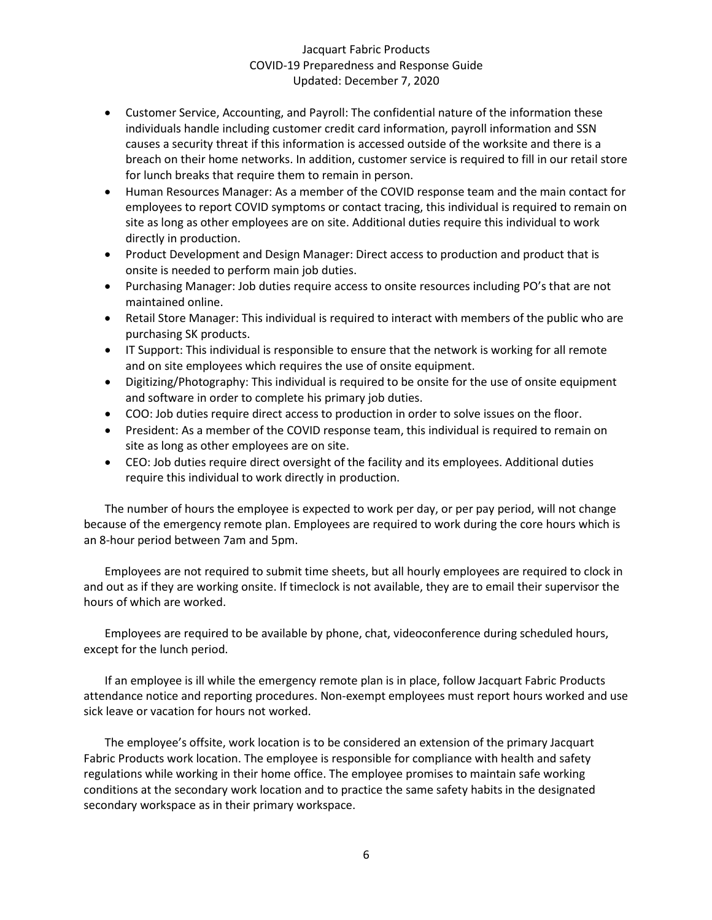- Customer Service, Accounting, and Payroll: The confidential nature of the information these individuals handle including customer credit card information, payroll information and SSN causes a security threat if this information is accessed outside of the worksite and there is a breach on their home networks. In addition, customer service is required to fill in our retail store for lunch breaks that require them to remain in person.
- Human Resources Manager: As a member of the COVID response team and the main contact for employees to report COVID symptoms or contact tracing, this individual is required to remain on site as long as other employees are on site. Additional duties require this individual to work directly in production.
- Product Development and Design Manager: Direct access to production and product that is onsite is needed to perform main job duties.
- Purchasing Manager: Job duties require access to onsite resources including PO's that are not maintained online.
- Retail Store Manager: This individual is required to interact with members of the public who are purchasing SK products.
- IT Support: This individual is responsible to ensure that the network is working for all remote and on site employees which requires the use of onsite equipment.
- Digitizing/Photography: This individual is required to be onsite for the use of onsite equipment and software in order to complete his primary job duties.
- COO: Job duties require direct access to production in order to solve issues on the floor.
- President: As a member of the COVID response team, this individual is required to remain on site as long as other employees are on site.
- CEO: Job duties require direct oversight of the facility and its employees. Additional duties require this individual to work directly in production.

The number of hours the employee is expected to work per day, or per pay period, will not change because of the emergency remote plan. Employees are required to work during the core hours which is an 8-hour period between 7am and 5pm.

Employees are not required to submit time sheets, but all hourly employees are required to clock in and out as if they are working onsite. If timeclock is not available, they are to email their supervisor the hours of which are worked.

Employees are required to be available by phone, chat, videoconference during scheduled hours, except for the lunch period.

If an employee is ill while the emergency remote plan is in place, follow Jacquart Fabric Products attendance notice and reporting procedures. Non-exempt employees must report hours worked and use sick leave or vacation for hours not worked.

The employee's offsite, work location is to be considered an extension of the primary Jacquart Fabric Products work location. The employee is responsible for compliance with health and safety regulations while working in their home office. The employee promises to maintain safe working conditions at the secondary work location and to practice the same safety habits in the designated secondary workspace as in their primary workspace.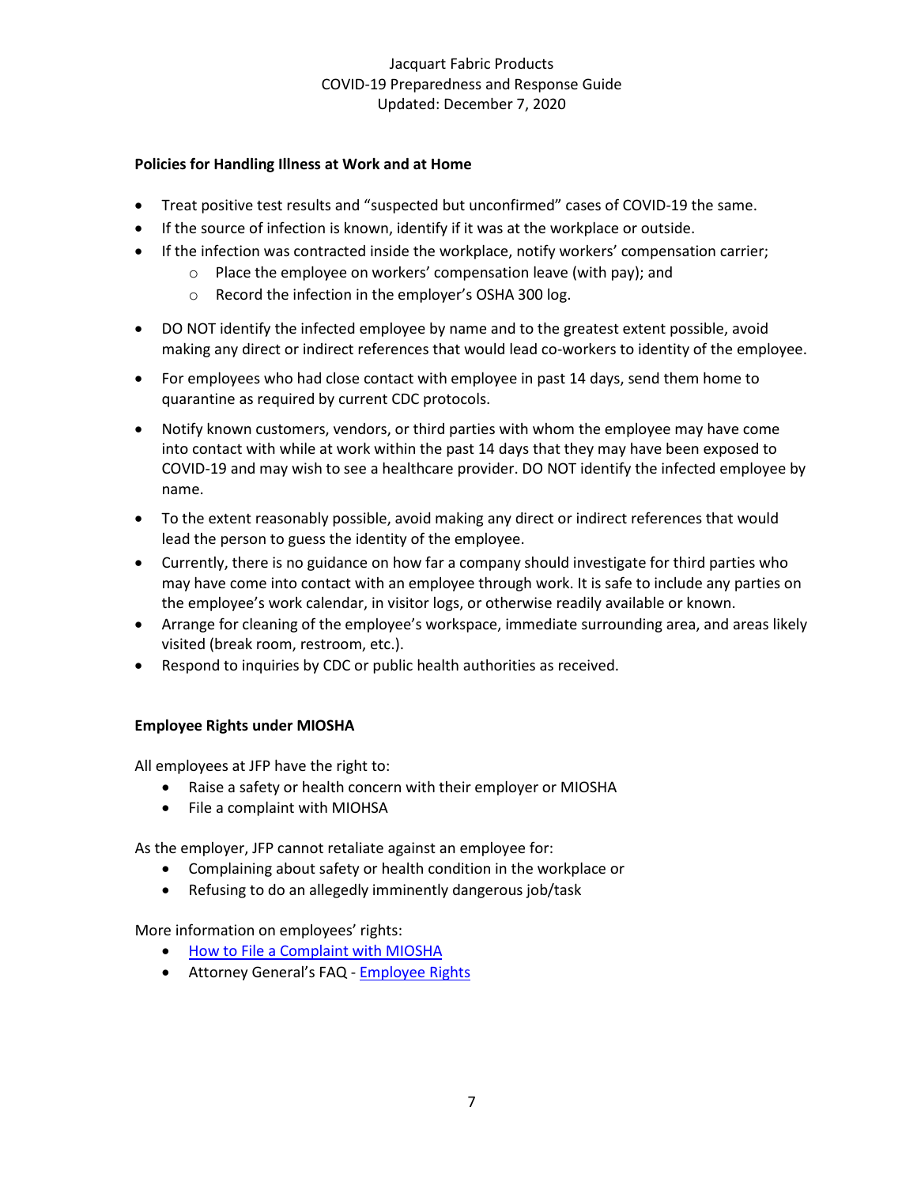## Policies for Handling Illness at Work and at Home

- Treat positive test results and "suspected but unconfirmed" cases of COVID-19 the same.
- If the source of infection is known, identify if it was at the workplace or outside.
- If the infection was contracted inside the workplace, notify workers' compensation carrier;
  - Place the employee on workers' compensation leave (with pay); and
  - Record the infection in the employer's OSHA 300 log.
- DO NOT identify the infected employee by name and to the greatest extent possible, avoid making any direct or indirect references that would lead co-workers to identity of the employee.
- For employees who had close contact with employee in past 14 days, send them home to quarantine as required by current CDC protocols.
- Notify known customers, vendors, or third parties with whom the employee may have come into contact with while at work within the past 14 days that they may have been exposed to COVID-19 and may wish to see a healthcare provider. DO NOT identify the infected employee by name.
- To the extent reasonably possible, avoid making any direct or indirect references that would lead the person to guess the identity of the employee.
- Currently, there is no guidance on how far a company should investigate for third parties who may have come into contact with an employee through work. It is safe to include any parties on the employee's work calendar, in visitor logs, or otherwise readily available or known.
- Arrange for cleaning of the employee's workspace, immediate surrounding area, and areas likely visited (break room, restroom, etc.).
- Respond to inquiries by CDC or public health authorities as received.

## Employee Rights under MIOSHA

All employees at JFP have the right to:

- Raise a safety or health concern with their employer or MIOSHA
- File a complaint with MIOHSA

As the employer, JFP cannot retaliate against an employee for:

- Complaining about safety or health condition in the workplace or
- Refusing to do an allegedly imminently dangerous job/task

More information on employees' rights:

- How to File a Complaint with MIOSHA
- Attorney General's FAQ - Employee Rights